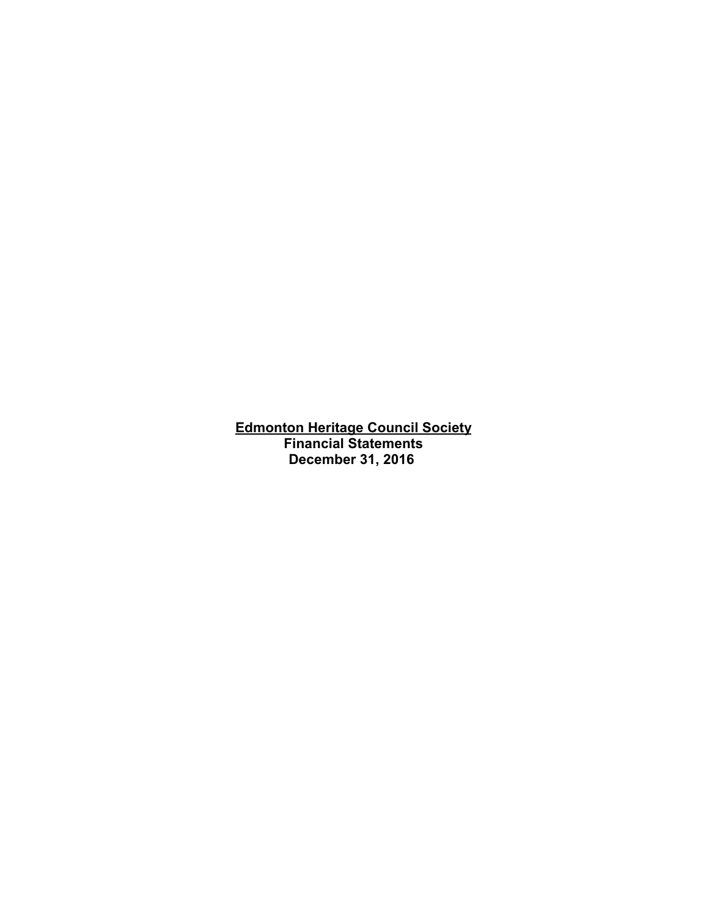**<u>Edmonton Heritage Council Society</u>**
**Financial Statements**
**December 31, 2016**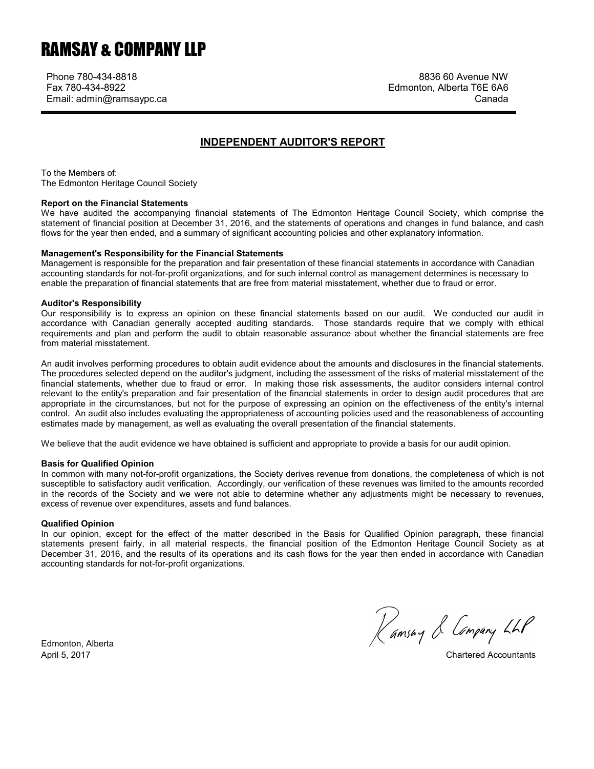# RAMSAY & COMPANY LLP

Phone 780-434-8818
Fax 780-434-8922
Email: admin@ramsaypc.ca

8836 60 Avenue NW
Edmonton, Alberta T6E 6A6
Canada

## INDEPENDENT AUDITOR'S REPORT

To the Members of:
The Edmonton Heritage Council Society

**Report on the Financial Statements**

We have audited the accompanying financial statements of The Edmonton Heritage Council Society, which comprise the statement of financial position at December 31, 2016, and the statements of operations and changes in fund balance, and cash flows for the year then ended, and a summary of significant accounting policies and other explanatory information.

**Management's Responsibility for the Financial Statements**

Management is responsible for the preparation and fair presentation of these financial statements in accordance with Canadian accounting standards for not-for-profit organizations, and for such internal control as management determines is necessary to enable the preparation of financial statements that are free from material misstatement, whether due to fraud or error.

**Auditor's Responsibility**

Our responsibility is to express an opinion on these financial statements based on our audit. We conducted our audit in accordance with Canadian generally accepted auditing standards. Those standards require that we comply with ethical requirements and plan and perform the audit to obtain reasonable assurance about whether the financial statements are free from material misstatement.

An audit involves performing procedures to obtain audit evidence about the amounts and disclosures in the financial statements. The procedures selected depend on the auditor's judgment, including the assessment of the risks of material misstatement of the financial statements, whether due to fraud or error. In making those risk assessments, the auditor considers internal control relevant to the entity's preparation and fair presentation of the financial statements in order to design audit procedures that are appropriate in the circumstances, but not for the purpose of expressing an opinion on the effectiveness of the entity's internal control. An audit also includes evaluating the appropriateness of accounting policies used and the reasonableness of accounting estimates made by management, as well as evaluating the overall presentation of the financial statements.

We believe that the audit evidence we have obtained is sufficient and appropriate to provide a basis for our audit opinion.

**Basis for Qualified Opinion**

In common with many not-for-profit organizations, the Society derives revenue from donations, the completeness of which is not susceptible to satisfactory audit verification. Accordingly, our verification of these revenues was limited to the amounts recorded in the records of the Society and we were not able to determine whether any adjustments might be necessary to revenues, excess of revenue over expenditures, assets and fund balances.

**Qualified Opinion**

In our opinion, except for the effect of the matter described in the Basis for Qualified Opinion paragraph, these financial statements present fairly, in all material respects, the financial position of the Edmonton Heritage Council Society as at December 31, 2016, and the results of its operations and its cash flows for the year then ended in accordance with Canadian accounting standards for not-for-profit organizations.

Ramsay & Company LLP
Chartered Accountants

Edmonton, Alberta
April 5, 2017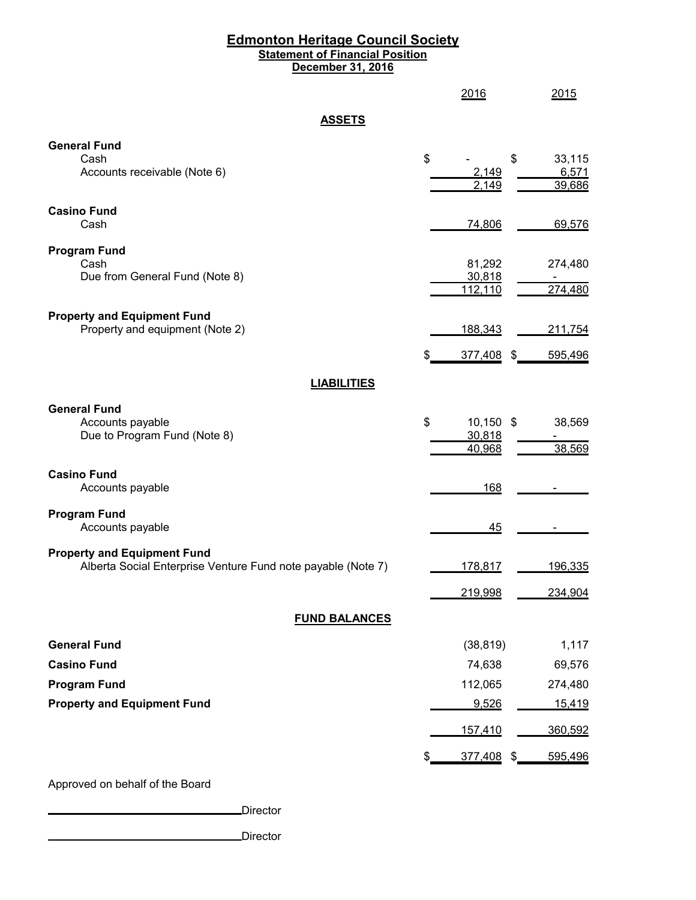# Edmonton Heritage Council Society

## Statement of Financial Position

### December 31, 2016

| | 2016 | 2015 |
|---|---|---|
| **ASSETS** | | |
| **General Fund** | | |
| Cash | $ - | $ 33,115 |
| Accounts receivable (Note 6) | 2,149 | 6,571 |
| | 2,149 | 39,686 |
| **Casino Fund** | | |
| Cash | 74,806 | 69,576 |
| **Program Fund** | | |
| Cash | 81,292 | 274,480 |
| Due from General Fund (Note 8) | 30,818 | - |
| | 112,110 | 274,480 |
| **Property and Equipment Fund** | | |
| Property and equipment (Note 2) | 188,343 | 211,754 |
| | $ 377,408 | $ 595,496 |
| **LIABILITIES** | | |
| **General Fund** | | |
| Accounts payable | $ 10,150 | $ 38,569 |
| Due to Program Fund (Note 8) | 30,818 | - |
| | 40,968 | 38,569 |
| **Casino Fund** | | |
| Accounts payable | 168 | - |
| **Program Fund** | | |
| Accounts payable | 45 | - |
| **Property and Equipment Fund** | | |
| Alberta Social Enterprise Venture Fund note payable (Note 7) | 178,817 | 196,335 |
| | 219,998 | 234,904 |
| **FUND BALANCES** | | |
| **General Fund** | (38,819) | 1,117 |
| **Casino Fund** | 74,638 | 69,576 |
| **Program Fund** | 112,065 | 274,480 |
| **Property and Equipment Fund** | 9,526 | 15,419 |
| | 157,410 | 360,592 |
| | $ 377,408 | $ 595,496 |

Approved on behalf of the Board

_______________________________ Director

_______________________________ Director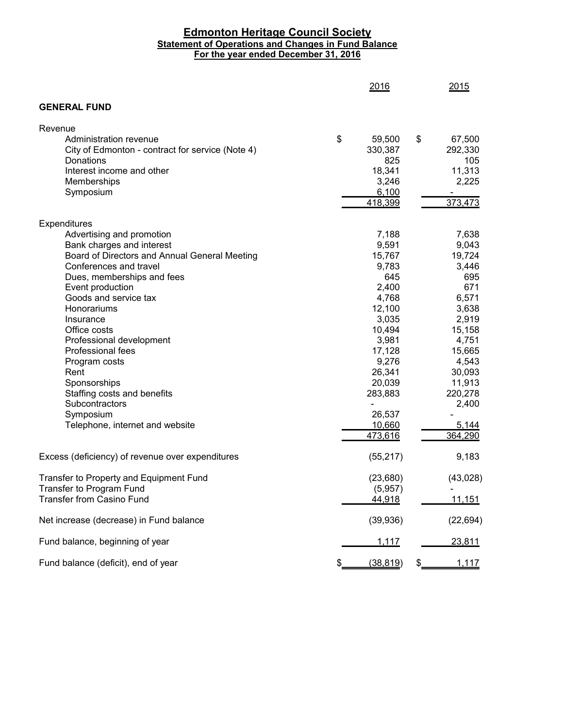# Edmonton Heritage Council Society

## Statement of Operations and Changes in Fund Balance

### For the year ended December 31, 2016

| | 2016 | 2015 |
|---|---|---|
| **GENERAL FUND** | | |
| Revenue | | |
| Administration revenue | $ 59,500 | $ 67,500 |
| City of Edmonton - contract for service (Note 4) | 330,387 | 292,330 |
| Donations | 825 | 105 |
| Interest income and other | 18,341 | 11,313 |
| Memberships | 3,246 | 2,225 |
| Symposium | 6,100 | - |
| | 418,399 | 373,473 |
| Expenditures | | |
| Advertising and promotion | 7,188 | 7,638 |
| Bank charges and interest | 9,591 | 9,043 |
| Board of Directors and Annual General Meeting | 15,767 | 19,724 |
| Conferences and travel | 9,783 | 3,446 |
| Dues, memberships and fees | 645 | 695 |
| Event production | 2,400 | 671 |
| Goods and service tax | 4,768 | 6,571 |
| Honorariums | 12,100 | 3,638 |
| Insurance | 3,035 | 2,919 |
| Office costs | 10,494 | 15,158 |
| Professional development | 3,981 | 4,751 |
| Professional fees | 17,128 | 15,665 |
| Program costs | 9,276 | 4,543 |
| Rent | 26,341 | 30,093 |
| Sponsorships | 20,039 | 11,913 |
| Staffing costs and benefits | 283,883 | 220,278 |
| Subcontractors | - | 2,400 |
| Symposium | 26,537 | - |
| Telephone, internet and website | 10,660 | 5,144 |
| | 473,616 | 364,290 |
| Excess (deficiency) of revenue over expenditures | (55,217) | 9,183 |
| Transfer to Property and Equipment Fund | (23,680) | (43,028) |
| Transfer to Program Fund | (5,957) | - |
| Transfer from Casino Fund | 44,918 | 11,151 |
| Net increase (decrease) in Fund balance | (39,936) | (22,694) |
| Fund balance, beginning of year | 1,117 | 23,811 |
| Fund balance (deficit), end of year | $ (38,819) | $ 1,117 |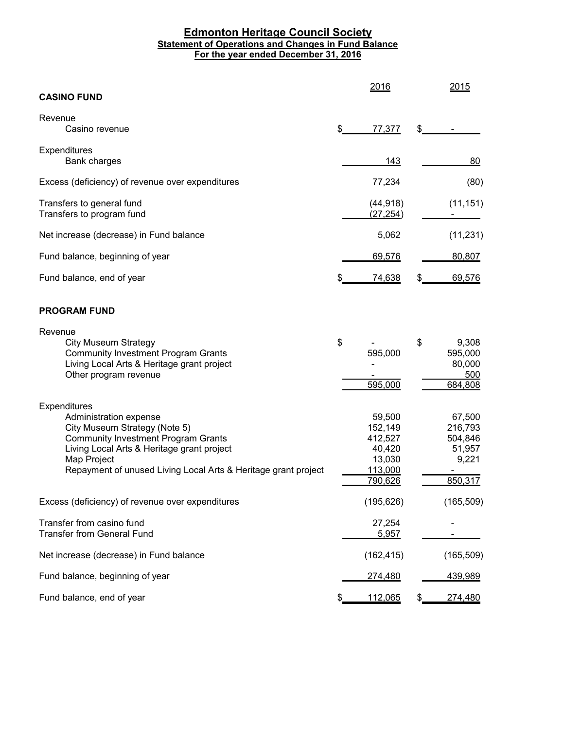# Edmonton Heritage Council Society

## Statement of Operations and Changes in Fund Balance

### For the year ended December 31, 2016

| | 2016 | 2015 |
|---|---|---|
| **CASINO FUND** | | |
| Revenue | | |
| Casino revenue | $ 77,377 | $ - |
| Expenditures | | |
| Bank charges | 143 | 80 |
| Excess (deficiency) of revenue over expenditures | 77,234 | (80) |
| Transfers to general fund | (44,918) | (11,151) |
| Transfers to program fund | (27,254) | - |
| Net increase (decrease) in Fund balance | 5,062 | (11,231) |
| Fund balance, beginning of year | 69,576 | 80,807 |
| Fund balance, end of year | $ 74,638 | $ 69,576 |
| **PROGRAM FUND** | | |
| Revenue | | |
| City Museum Strategy | $ - | $ 9,308 |
| Community Investment Program Grants | 595,000 | 595,000 |
| Living Local Arts & Heritage grant project | - | 80,000 |
| Other program revenue | - | 500 |
| | 595,000 | 684,808 |
| Expenditures | | |
| Administration expense | 59,500 | 67,500 |
| City Museum Strategy (Note 5) | 152,149 | 216,793 |
| Community Investment Program Grants | 412,527 | 504,846 |
| Living Local Arts & Heritage grant project | 40,420 | 51,957 |
| Map Project | 13,030 | 9,221 |
| Repayment of unused Living Local Arts & Heritage grant project | 113,000 | - |
| | 790,626 | 850,317 |
| Excess (deficiency) of revenue over expenditures | (195,626) | (165,509) |
| Transfer from casino fund | 27,254 | - |
| Transfer from General Fund | 5,957 | - |
| Net increase (decrease) in Fund balance | (162,415) | (165,509) |
| Fund balance, beginning of year | 274,480 | 439,989 |
| Fund balance, end of year | $ 112,065 | $ 274,480 |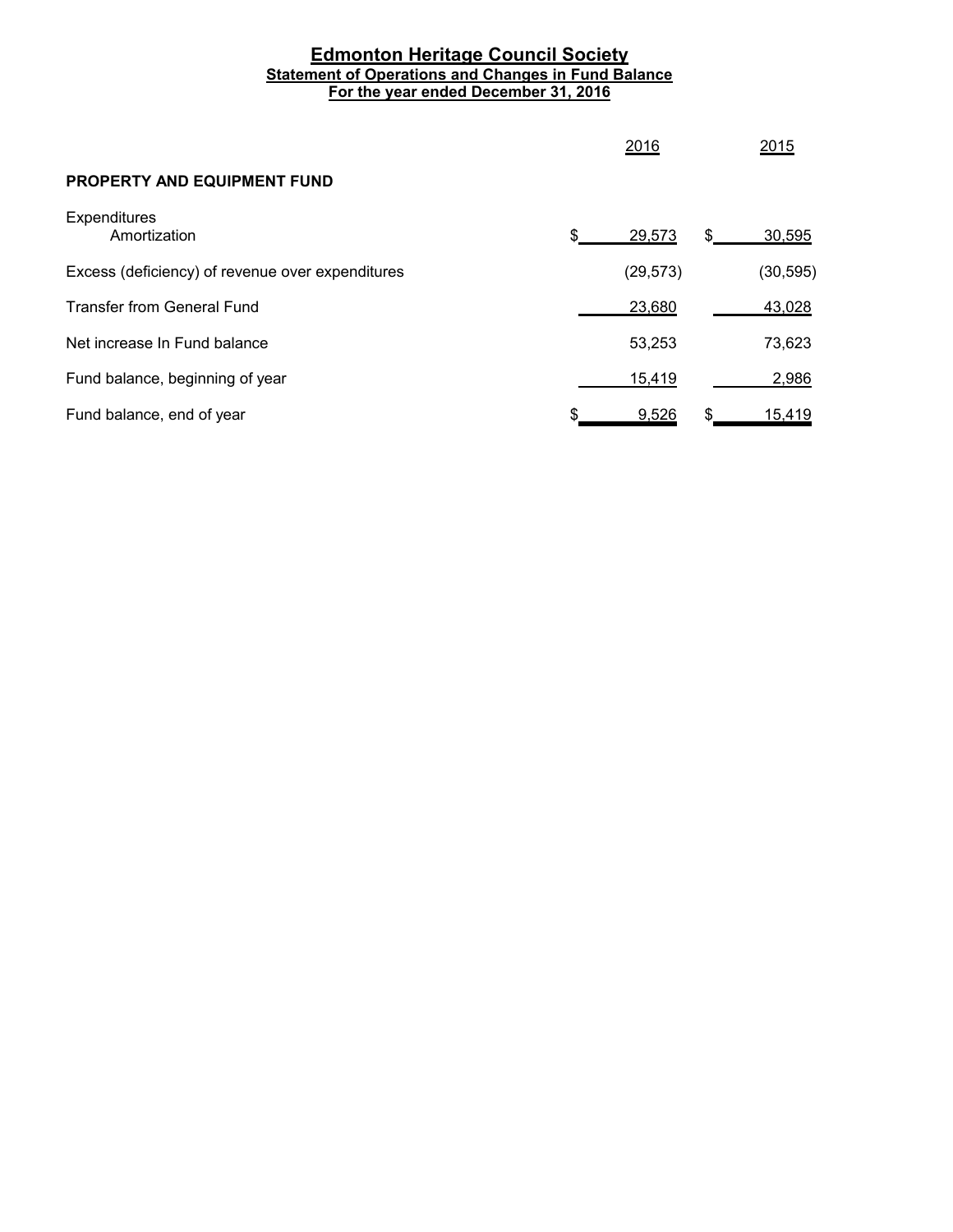# Edmonton Heritage Council Society

## Statement of Operations and Changes in Fund Balance

### For the year ended December 31, 2016

| | 2016 | 2015 |
|---|---|---|
| **PROPERTY AND EQUIPMENT FUND** | | |
| Expenditures | | |
| Amortization | $ 29,573 | $ 30,595 |
| Excess (deficiency) of revenue over expenditures | (29,573) | (30,595) |
| Transfer from General Fund | 23,680 | 43,028 |
| Net increase In Fund balance | 53,253 | 73,623 |
| Fund balance, beginning of year | 15,419 | 2,986 |
| Fund balance, end of year | $ 9,526 | $ 15,419 |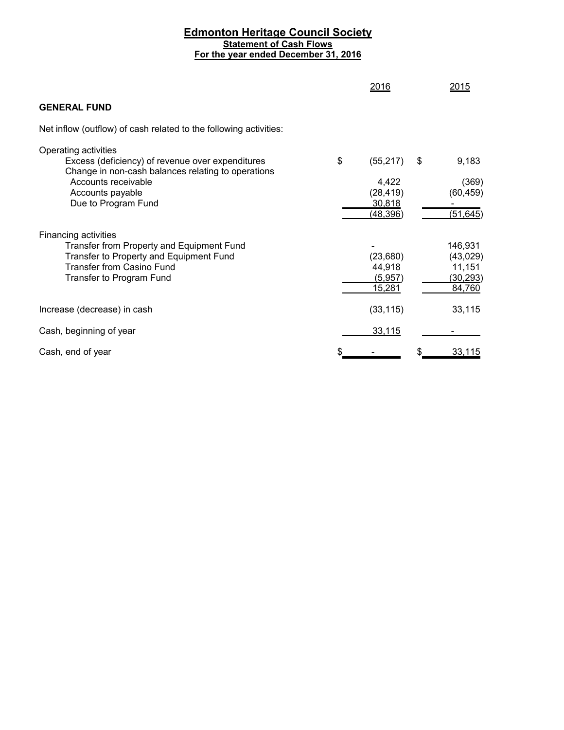# Edmonton Heritage Council Society

## Statement of Cash Flows

### For the year ended December 31, 2016

| | 2016 | 2015 |
|---|---|---|
| **GENERAL FUND** | | |
| Net inflow (outflow) of cash related to the following activities: | | |
| Operating activities | | |
| Excess (deficiency) of revenue over expenditures | $ (55,217) | $ 9,183 |
| Change in non-cash balances relating to operations | | |
| Accounts receivable | 4,422 | (369) |
| Accounts payable | (28,419) | (60,459) |
| Due to Program Fund | 30,818 | - |
| | (48,396) | (51,645) |
| Financing activities | | |
| Transfer from Property and Equipment Fund | - | 146,931 |
| Transfer to Property and Equipment Fund | (23,680) | (43,029) |
| Transfer from Casino Fund | 44,918 | 11,151 |
| Transfer to Program Fund | (5,957) | (30,293) |
| | 15,281 | 84,760 |
| Increase (decrease) in cash | (33,115) | 33,115 |
| Cash, beginning of year | 33,115 | - |
| Cash, end of year | $ - | $ 33,115 |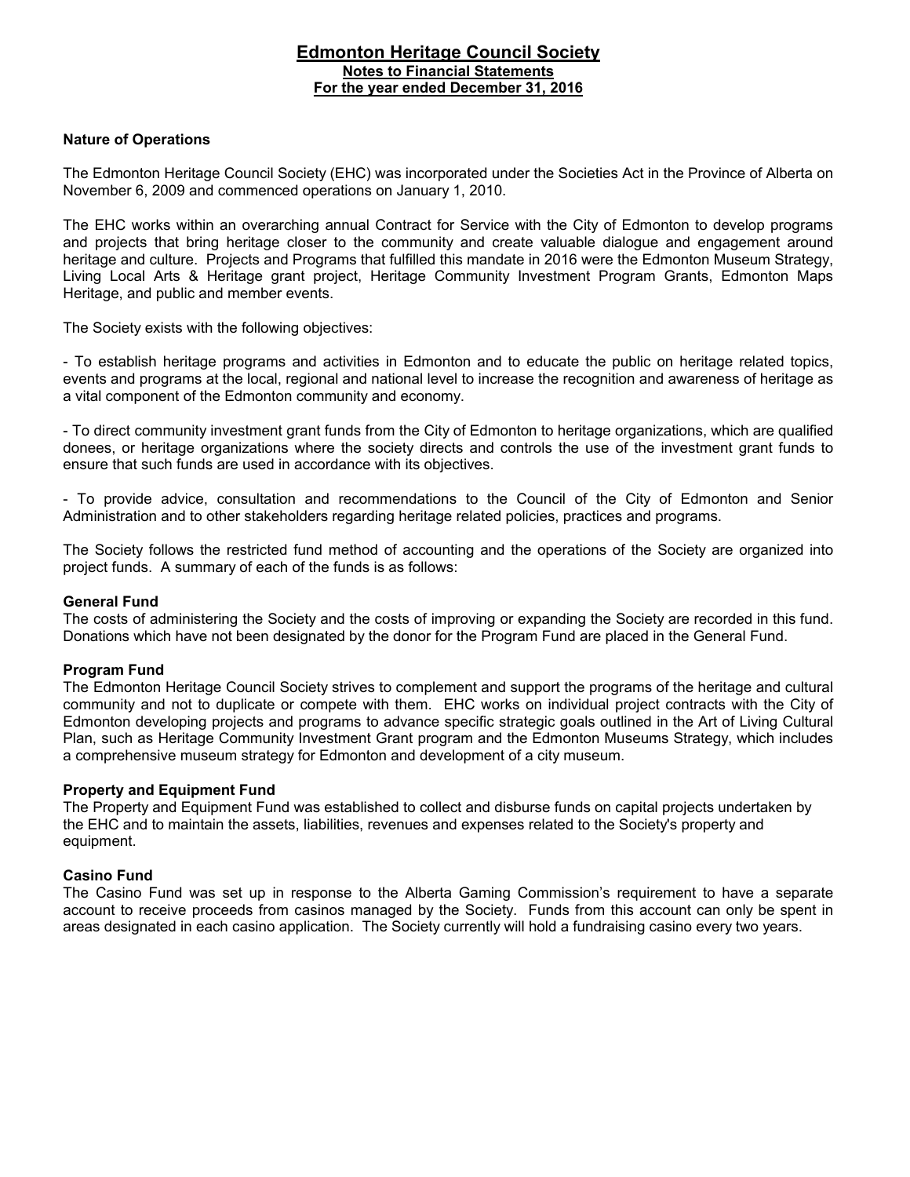# Edmonton Heritage Council Society
## Notes to Financial Statements
## For the year ended December 31, 2016

**Nature of Operations**

The Edmonton Heritage Council Society (EHC) was incorporated under the Societies Act in the Province of Alberta on November 6, 2009 and commenced operations on January 1, 2010.

The EHC works within an overarching annual Contract for Service with the City of Edmonton to develop programs and projects that bring heritage closer to the community and create valuable dialogue and engagement around heritage and culture. Projects and Programs that fulfilled this mandate in 2016 were the Edmonton Museum Strategy, Living Local Arts & Heritage grant project, Heritage Community Investment Program Grants, Edmonton Maps Heritage, and public and member events.

The Society exists with the following objectives:

- To establish heritage programs and activities in Edmonton and to educate the public on heritage related topics, events and programs at the local, regional and national level to increase the recognition and awareness of heritage as a vital component of the Edmonton community and economy.

- To direct community investment grant funds from the City of Edmonton to heritage organizations, which are qualified donees, or heritage organizations where the society directs and controls the use of the investment grant funds to ensure that such funds are used in accordance with its objectives.

- To provide advice, consultation and recommendations to the Council of the City of Edmonton and Senior Administration and to other stakeholders regarding heritage related policies, practices and programs.

The Society follows the restricted fund method of accounting and the operations of the Society are organized into project funds. A summary of each of the funds is as follows:

**General Fund**
The costs of administering the Society and the costs of improving or expanding the Society are recorded in this fund. Donations which have not been designated by the donor for the Program Fund are placed in the General Fund.

**Program Fund**
The Edmonton Heritage Council Society strives to complement and support the programs of the heritage and cultural community and not to duplicate or compete with them. EHC works on individual project contracts with the City of Edmonton developing projects and programs to advance specific strategic goals outlined in the Art of Living Cultural Plan, such as Heritage Community Investment Grant program and the Edmonton Museums Strategy, which includes a comprehensive museum strategy for Edmonton and development of a city museum.

**Property and Equipment Fund**
The Property and Equipment Fund was established to collect and disburse funds on capital projects undertaken by the EHC and to maintain the assets, liabilities, revenues and expenses related to the Society's property and equipment.

**Casino Fund**
The Casino Fund was set up in response to the Alberta Gaming Commission's requirement to have a separate account to receive proceeds from casinos managed by the Society. Funds from this account can only be spent in areas designated in each casino application. The Society currently will hold a fundraising casino every two years.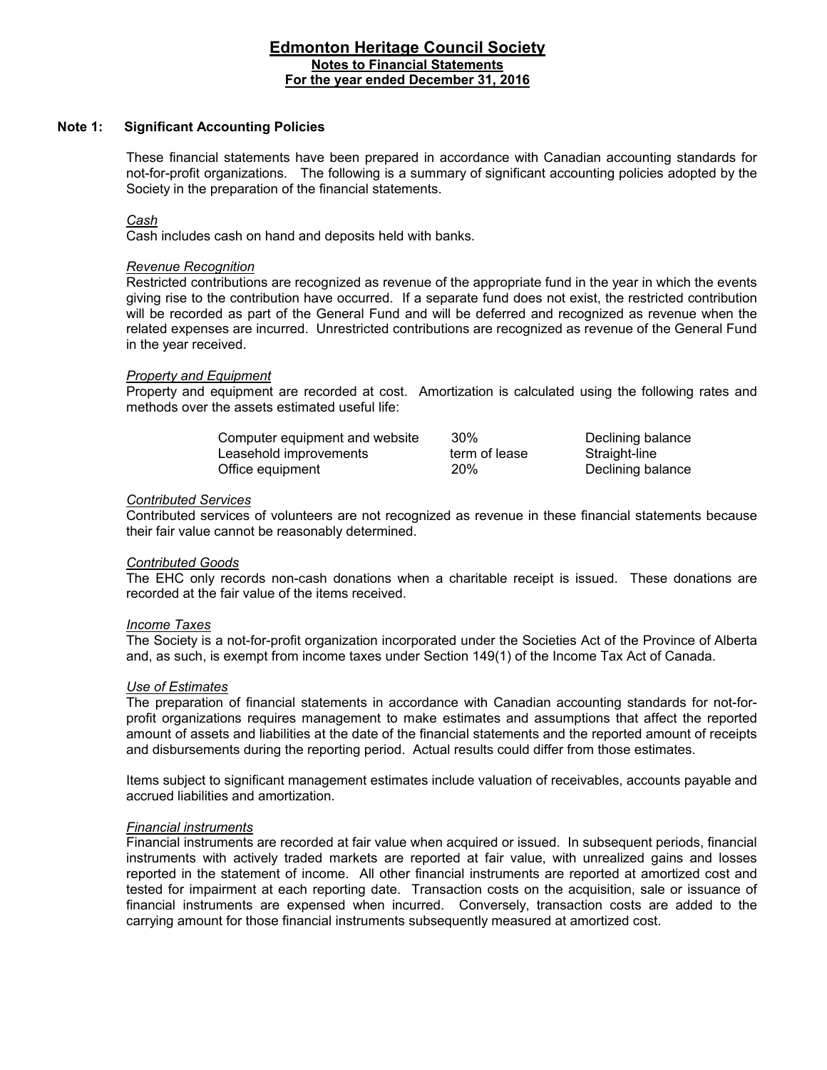# Edmonton Heritage Council Society

## Notes to Financial Statements

## For the year ended December 31, 2016

### Note 1: Significant Accounting Policies

These financial statements have been prepared in accordance with Canadian accounting standards for not-for-profit organizations. The following is a summary of significant accounting policies adopted by the Society in the preparation of the financial statements.

*Cash*

Cash includes cash on hand and deposits held with banks.

*Revenue Recognition*

Restricted contributions are recognized as revenue of the appropriate fund in the year in which the events giving rise to the contribution have occurred. If a separate fund does not exist, the restricted contribution will be recorded as part of the General Fund and will be deferred and recognized as revenue when the related expenses are incurred. Unrestricted contributions are recognized as revenue of the General Fund in the year received.

*Property and Equipment*

Property and equipment are recorded at cost. Amortization is calculated using the following rates and methods over the assets estimated useful life:

| | | |
|---|---|---|
| Computer equipment and website | 30% | Declining balance |
| Leasehold improvements | term of lease | Straight-line |
| Office equipment | 20% | Declining balance |

*Contributed Services*

Contributed services of volunteers are not recognized as revenue in these financial statements because their fair value cannot be reasonably determined.

*Contributed Goods*

The EHC only records non-cash donations when a charitable receipt is issued. These donations are recorded at the fair value of the items received.

*Income Taxes*

The Society is a not-for-profit organization incorporated under the Societies Act of the Province of Alberta and, as such, is exempt from income taxes under Section 149(1) of the Income Tax Act of Canada.

*Use of Estimates*

The preparation of financial statements in accordance with Canadian accounting standards for not-for-profit organizations requires management to make estimates and assumptions that affect the reported amount of assets and liabilities at the date of the financial statements and the reported amount of receipts and disbursements during the reporting period. Actual results could differ from those estimates.

Items subject to significant management estimates include valuation of receivables, accounts payable and accrued liabilities and amortization.

*Financial instruments*

Financial instruments are recorded at fair value when acquired or issued. In subsequent periods, financial instruments with actively traded markets are reported at fair value, with unrealized gains and losses reported in the statement of income. All other financial instruments are reported at amortized cost and tested for impairment at each reporting date. Transaction costs on the acquisition, sale or issuance of financial instruments are expensed when incurred. Conversely, transaction costs are added to the carrying amount for those financial instruments subsequently measured at amortized cost.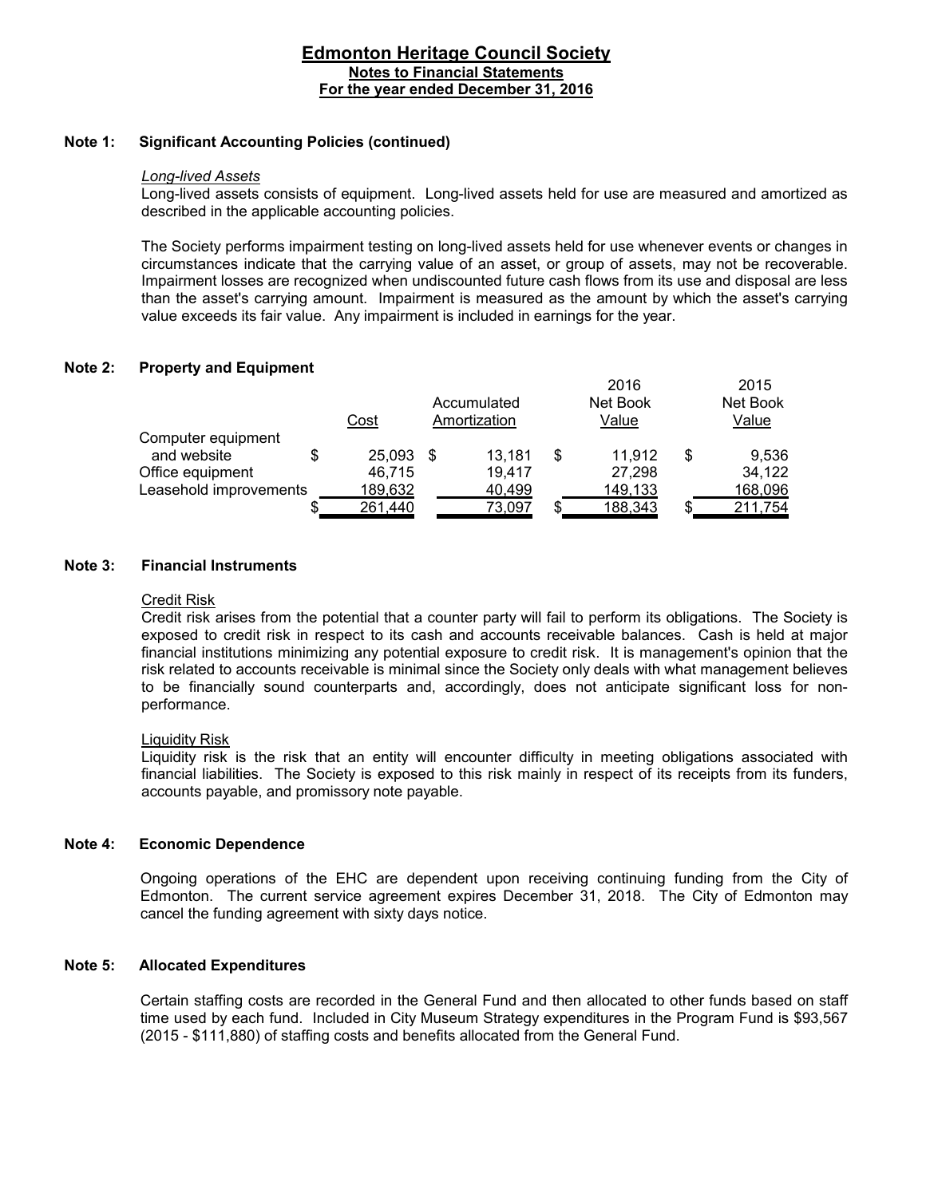# Edmonton Heritage Council Society
## Notes to Financial Statements
## For the year ended December 31, 2016

### Note 1: Significant Accounting Policies (continued)

*Long-lived Assets*

Long-lived assets consists of equipment. Long-lived assets held for use are measured and amortized as described in the applicable accounting policies.

The Society performs impairment testing on long-lived assets held for use whenever events or changes in circumstances indicate that the carrying value of an asset, or group of assets, may not be recoverable. Impairment losses are recognized when undiscounted future cash flows from its use and disposal are less than the asset's carrying amount. Impairment is measured as the amount by which the asset's carrying value exceeds its fair value. Any impairment is included in earnings for the year.

### Note 2: Property and Equipment

| | Cost | Accumulated Amortization | 2016 Net Book Value | 2015 Net Book Value |
|---|---|---|---|---|
| Computer equipment and website | $ 25,093 | $ 13,181 | $ 11,912 | $ 9,536 |
| Office equipment | 46,715 | 19,417 | 27,298 | 34,122 |
| Leasehold improvements | 189,632 | 40,499 | 149,133 | 168,096 |
| | $ 261,440 | 73,097 | $ 188,343 | $ 211,754 |

### Note 3: Financial Instruments

Credit Risk

Credit risk arises from the potential that a counter party will fail to perform its obligations. The Society is exposed to credit risk in respect to its cash and accounts receivable balances. Cash is held at major financial institutions minimizing any potential exposure to credit risk. It is management's opinion that the risk related to accounts receivable is minimal since the Society only deals with what management believes to be financially sound counterparts and, accordingly, does not anticipate significant loss for non-performance.

Liquidity Risk

Liquidity risk is the risk that an entity will encounter difficulty in meeting obligations associated with financial liabilities. The Society is exposed to this risk mainly in respect of its receipts from its funders, accounts payable, and promissory note payable.

### Note 4: Economic Dependence

Ongoing operations of the EHC are dependent upon receiving continuing funding from the City of Edmonton. The current service agreement expires December 31, 2018. The City of Edmonton may cancel the funding agreement with sixty days notice.

### Note 5: Allocated Expenditures

Certain staffing costs are recorded in the General Fund and then allocated to other funds based on staff time used by each fund. Included in City Museum Strategy expenditures in the Program Fund is $93,567 (2015 - $111,880) of staffing costs and benefits allocated from the General Fund.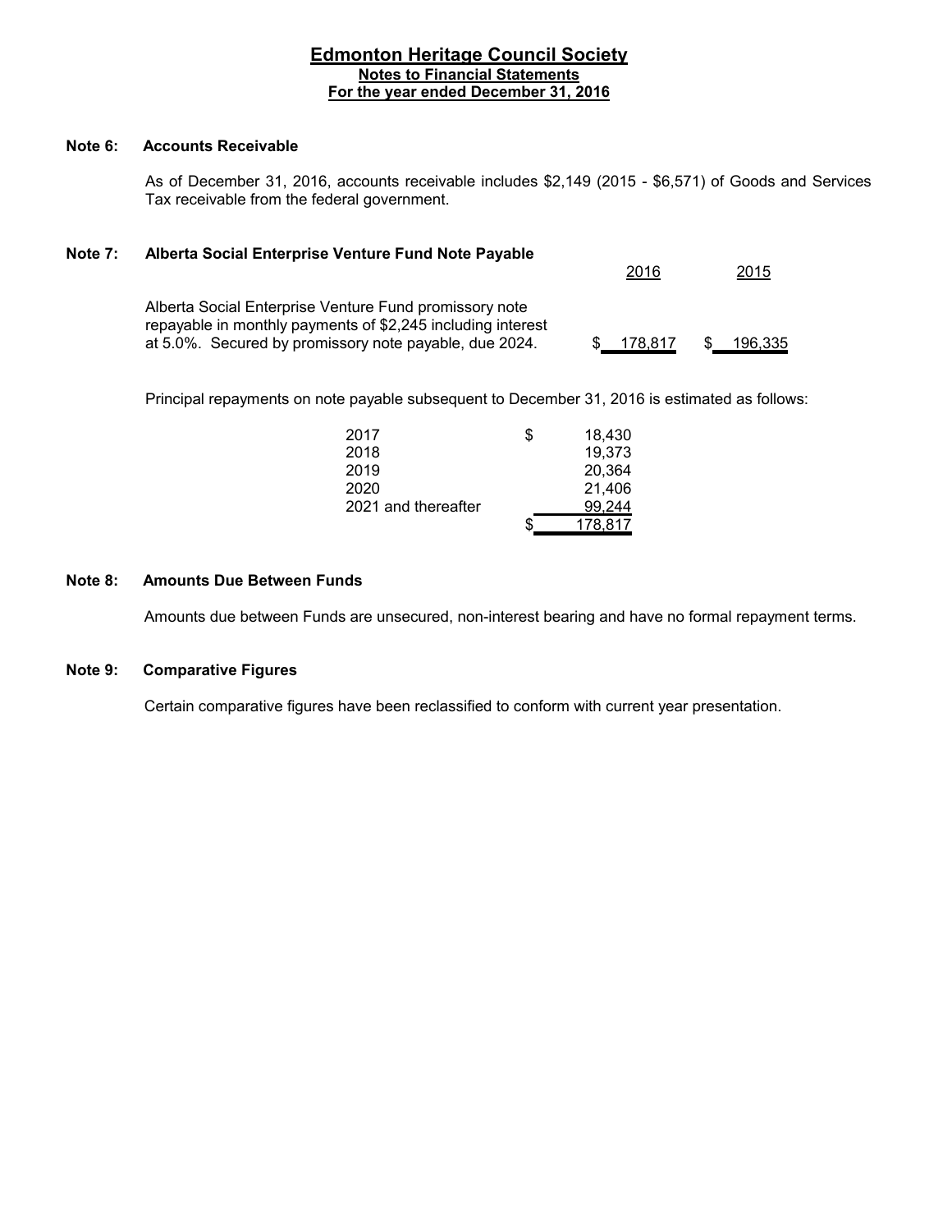# Edmonton Heritage Council Society

## Notes to Financial Statements

## For the year ended December 31, 2016

### Note 6: Accounts Receivable

As of December 31, 2016, accounts receivable includes $2,149 (2015 - $6,571) of Goods and Services Tax receivable from the federal government.

### Note 7: Alberta Social Enterprise Venture Fund Note Payable

| | 2016 | 2015 |
|---|---|---|
| Alberta Social Enterprise Venture Fund promissory note repayable in monthly payments of $2,245 including interest at 5.0%. Secured by promissory note payable, due 2024. | $ 178,817 | $ 196,335 |

Principal repayments on note payable subsequent to December 31, 2016 is estimated as follows:

| | |
|---|---|
| 2017 | $ 18,430 |
| 2018 | 19,373 |
| 2019 | 20,364 |
| 2020 | 21,406 |
| 2021 and thereafter | 99,244 |
| | $ 178,817 |

### Note 8: Amounts Due Between Funds

Amounts due between Funds are unsecured, non-interest bearing and have no formal repayment terms.

### Note 9: Comparative Figures

Certain comparative figures have been reclassified to conform with current year presentation.